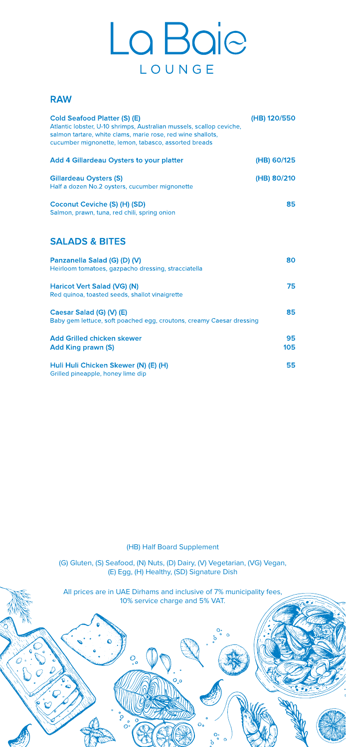# La Baie
## LOUNGE

## RAW

**Cold Seafood Platter (S) (E)** — (HB) 120/550
Atlantic lobster, U-10 shrimps, Australian mussels, scallop ceviche, salmon tartare, white clams, marie rose, red wine shallots, cucumber mignonette, lemon, tabasco, assorted breads

**Add 4 Gillardeau Oysters to your platter** — (HB) 60/125

**Gillardeau Oysters (S)** — (HB) 80/210
Half a dozen No.2 oysters, cucumber mignonette

**Coconut Ceviche (S) (H) (SD)** — 85
Salmon, prawn, tuna, red chili, spring onion

## SALADS & BITES

**Panzanella Salad (G) (D) (V)** — 80
Heirloom tomatoes, gazpacho dressing, stracciatella

**Haricot Vert Salad (VG) (N)** — 75
Red quinoa, toasted seeds, shallot vinaigrette

**Caesar Salad (G) (V) (E)** — 85
Baby gem lettuce, soft poached egg, croutons, creamy Caesar dressing

**Add Grilled chicken skewer** — 95
**Add King prawn (S)** — 105

**Huli Huli Chicken Skewer (N) (E) (H)** — 55
Grilled pineapple, honey lime dip

(HB) Half Board Supplement

(G) Gluten, (S) Seafood, (N) Nuts, (D) Dairy, (V) Vegetarian, (VG) Vegan, (E) Egg, (H) Healthy, (SD) Signature Dish

All prices are in UAE Dirhams and inclusive of 7% municipality fees, 10% service charge and 5% VAT.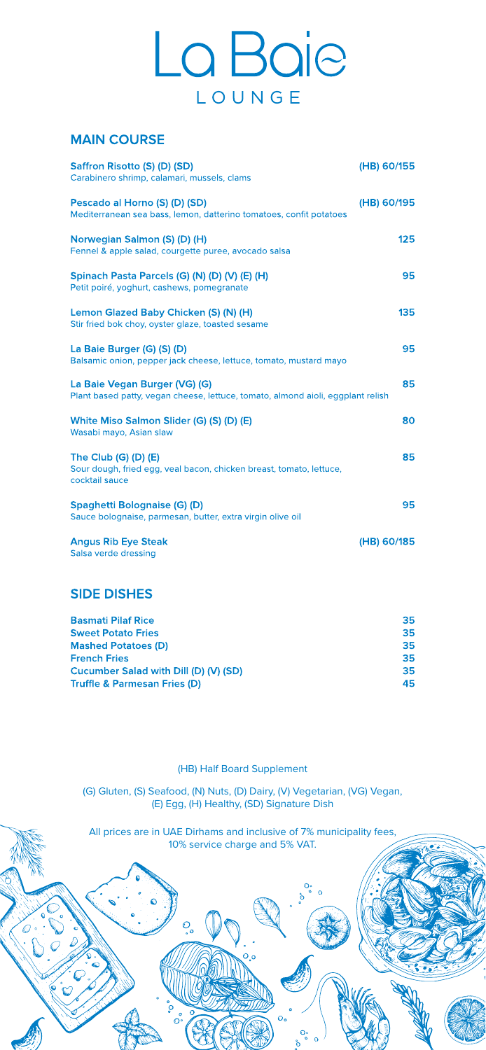# La Baie
## LOUNGE

## MAIN COURSE

**Saffron Risotto (S) (D) (SD)** — (HB) 60/155
Carabinero shrimp, calamari, mussels, clams

**Pescado al Horno (S) (D) (SD)** — (HB) 60/195
Mediterranean sea bass, lemon, datterino tomatoes, confit potatoes

**Norwegian Salmon (S) (D) (H)** — 125
Fennel & apple salad, courgette puree, avocado salsa

**Spinach Pasta Parcels (G) (N) (D) (V) (E) (H)** — 95
Petit poiré, yoghurt, cashews, pomegranate

**Lemon Glazed Baby Chicken (S) (N) (H)** — 135
Stir fried bok choy, oyster glaze, toasted sesame

**La Baie Burger (G) (S) (D)** — 95
Balsamic onion, pepper jack cheese, lettuce, tomato, mustard mayo

**La Baie Vegan Burger (VG) (G)** — 85
Plant based patty, vegan cheese, lettuce, tomato, almond aioli, eggplant relish

**White Miso Salmon Slider (G) (S) (D) (E)** — 80
Wasabi mayo, Asian slaw

**The Club (G) (D) (E)** — 85
Sour dough, fried egg, veal bacon, chicken breast, tomato, lettuce, cocktail sauce

**Spaghetti Bolognaise (G) (D)** — 95
Sauce bolognaise, parmesan, butter, extra virgin olive oil

**Angus Rib Eye Steak** — (HB) 60/185
Salsa verde dressing

## SIDE DISHES

| Item | Price |
|---|---|
| **Basmati Pilaf Rice** | 35 |
| **Sweet Potato Fries** | 35 |
| **Mashed Potatoes (D)** | 35 |
| **French Fries** | 35 |
| **Cucumber Salad with Dill (D) (V) (SD)** | 35 |
| **Truffle & Parmesan Fries (D)** | 45 |

(HB) Half Board Supplement

(G) Gluten, (S) Seafood, (N) Nuts, (D) Dairy, (V) Vegetarian, (VG) Vegan, (E) Egg, (H) Healthy, (SD) Signature Dish

All prices are in UAE Dirhams and inclusive of 7% municipality fees, 10% service charge and 5% VAT.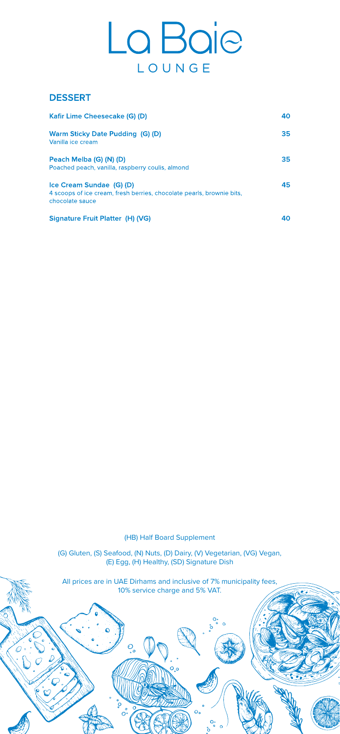# La Baie
LOUNGE

## DESSERT

| | |
|---|---|
| **Kafir Lime Cheesecake (G) (D)** | **40** |
| **Warm Sticky Date Pudding (G) (D)**<br>Vanilla ice cream | **35** |
| **Peach Melba (G) (N) (D)**<br>Poached peach, vanilla, raspberry coulis, almond | **35** |
| **Ice Cream Sundae (G) (D)**<br>4 scoops of ice cream, fresh berries, chocolate pearls, brownie bits, chocolate sauce | **45** |
| **Signature Fruit Platter (H) (VG)** | **40** |

(HB) Half Board Supplement

(G) Gluten, (S) Seafood, (N) Nuts, (D) Dairy, (V) Vegetarian, (VG) Vegan, (E) Egg, (H) Healthy, (SD) Signature Dish

All prices are in UAE Dirhams and inclusive of 7% municipality fees, 10% service charge and 5% VAT.